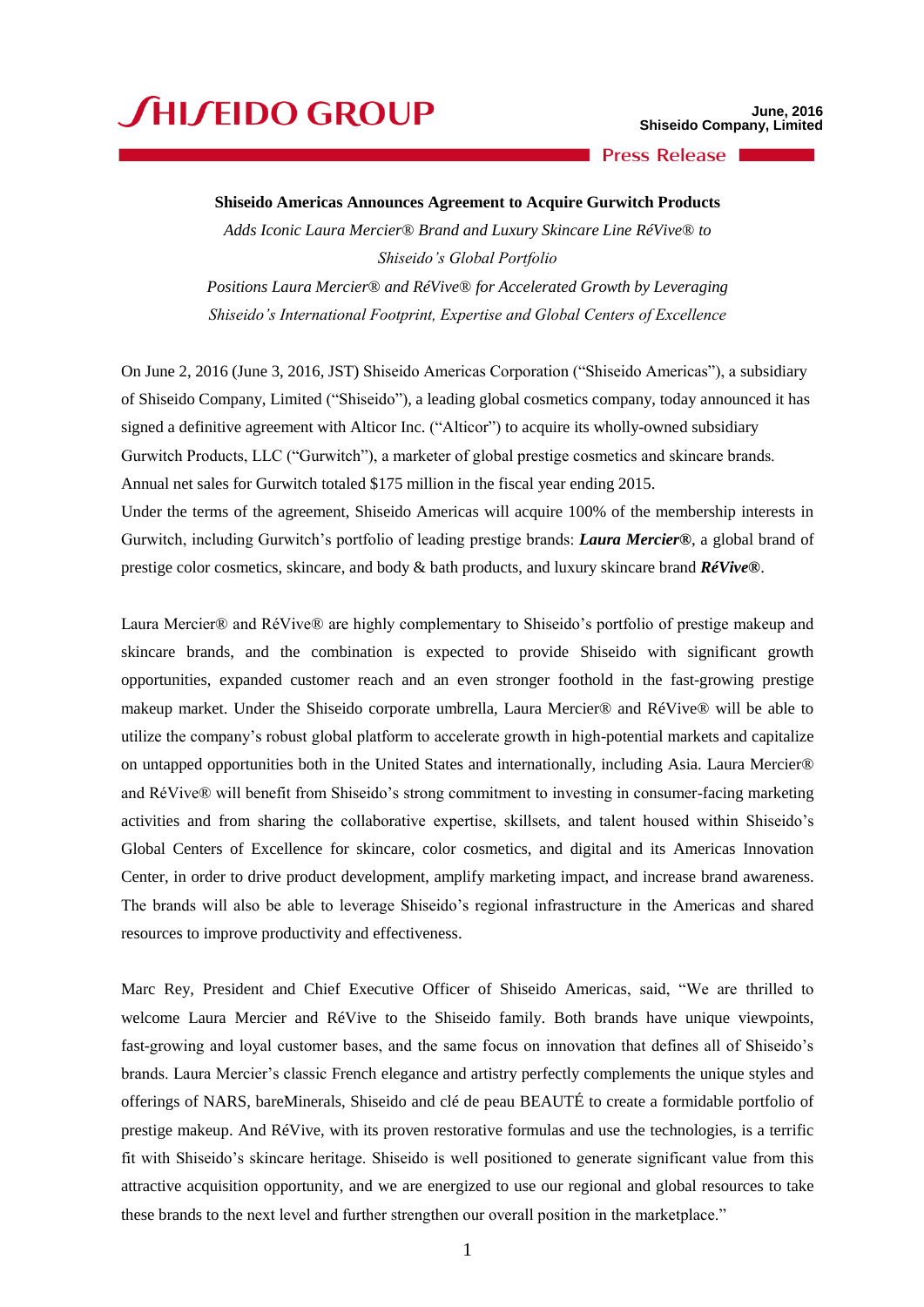# SHISEIDO GROUP

June, 2016
Shiseido Company, Limited

Press Release

**Shiseido Americas Announces Agreement to Acquire Gurwitch Products**

*Adds Iconic Laura Mercier® Brand and Luxury Skincare Line RéVive® to Shiseido's Global Portfolio*

*Positions Laura Mercier® and RéVive® for Accelerated Growth by Leveraging Shiseido's International Footprint, Expertise and Global Centers of Excellence*

On June 2, 2016 (June 3, 2016, JST) Shiseido Americas Corporation ("Shiseido Americas"), a subsidiary of Shiseido Company, Limited ("Shiseido"), a leading global cosmetics company, today announced it has signed a definitive agreement with Alticor Inc. ("Alticor") to acquire its wholly-owned subsidiary Gurwitch Products, LLC ("Gurwitch"), a marketer of global prestige cosmetics and skincare brands. Annual net sales for Gurwitch totaled $175 million in the fiscal year ending 2015.
Under the terms of the agreement, Shiseido Americas will acquire 100% of the membership interests in Gurwitch, including Gurwitch's portfolio of leading prestige brands: ***Laura Mercier®***, a global brand of prestige color cosmetics, skincare, and body & bath products, and luxury skincare brand ***RéVive®***.

Laura Mercier® and RéVive® are highly complementary to Shiseido's portfolio of prestige makeup and skincare brands, and the combination is expected to provide Shiseido with significant growth opportunities, expanded customer reach and an even stronger foothold in the fast-growing prestige makeup market. Under the Shiseido corporate umbrella, Laura Mercier® and RéVive® will be able to utilize the company's robust global platform to accelerate growth in high-potential markets and capitalize on untapped opportunities both in the United States and internationally, including Asia. Laura Mercier® and RéVive® will benefit from Shiseido's strong commitment to investing in consumer-facing marketing activities and from sharing the collaborative expertise, skillsets, and talent housed within Shiseido's Global Centers of Excellence for skincare, color cosmetics, and digital and its Americas Innovation Center, in order to drive product development, amplify marketing impact, and increase brand awareness. The brands will also be able to leverage Shiseido's regional infrastructure in the Americas and shared resources to improve productivity and effectiveness.

Marc Rey, President and Chief Executive Officer of Shiseido Americas, said, "We are thrilled to welcome Laura Mercier and RéVive to the Shiseido family. Both brands have unique viewpoints, fast-growing and loyal customer bases, and the same focus on innovation that defines all of Shiseido's brands. Laura Mercier's classic French elegance and artistry perfectly complements the unique styles and offerings of NARS, bareMinerals, Shiseido and clé de peau BEAUTÉ to create a formidable portfolio of prestige makeup. And RéVive, with its proven restorative formulas and use the technologies, is a terrific fit with Shiseido's skincare heritage. Shiseido is well positioned to generate significant value from this attractive acquisition opportunity, and we are energized to use our regional and global resources to take these brands to the next level and further strengthen our overall position in the marketplace."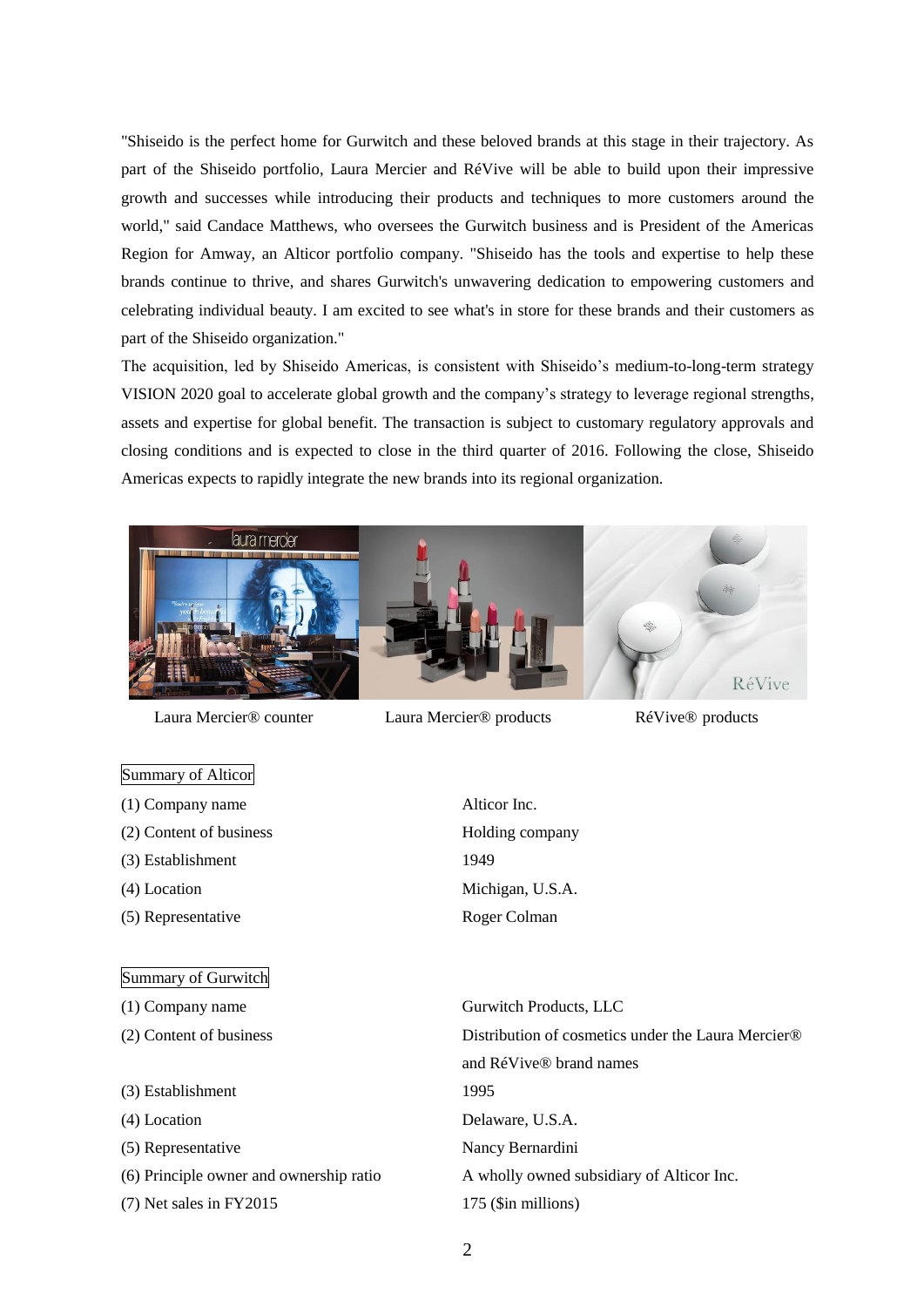"Shiseido is the perfect home for Gurwitch and these beloved brands at this stage in their trajectory. As part of the Shiseido portfolio, Laura Mercier and RéVive will be able to build upon their impressive growth and successes while introducing their products and techniques to more customers around the world," said Candace Matthews, who oversees the Gurwitch business and is President of the Americas Region for Amway, an Alticor portfolio company. "Shiseido has the tools and expertise to help these brands continue to thrive, and shares Gurwitch's unwavering dedication to empowering customers and celebrating individual beauty. I am excited to see what's in store for these brands and their customers as part of the Shiseido organization."

The acquisition, led by Shiseido Americas, is consistent with Shiseido's medium-to-long-term strategy VISION 2020 goal to accelerate global growth and the company's strategy to leverage regional strengths, assets and expertise for global benefit. The transaction is subject to customary regulatory approvals and closing conditions and is expected to close in the third quarter of 2016. Following the close, Shiseido Americas expects to rapidly integrate the new brands into its regional organization.

Laura Mercier® counter

Laura Mercier® products

RéVive® products

**Summary of Alticor**

| | |
|---|---|
| (1) Company name | Alticor Inc. |
| (2) Content of business | Holding company |
| (3) Establishment | 1949 |
| (4) Location | Michigan, U.S.A. |
| (5) Representative | Roger Colman |

**Summary of Gurwitch**

| | |
|---|---|
| (1) Company name | Gurwitch Products, LLC |
| (2) Content of business | Distribution of cosmetics under the Laura Mercier® and RéVive® brand names |
| (3) Establishment | 1995 |
| (4) Location | Delaware, U.S.A. |
| (5) Representative | Nancy Bernardini |
| (6) Principle owner and ownership ratio | A wholly owned subsidiary of Alticor Inc. |
| (7) Net sales in FY2015 | 175 ($in millions) |